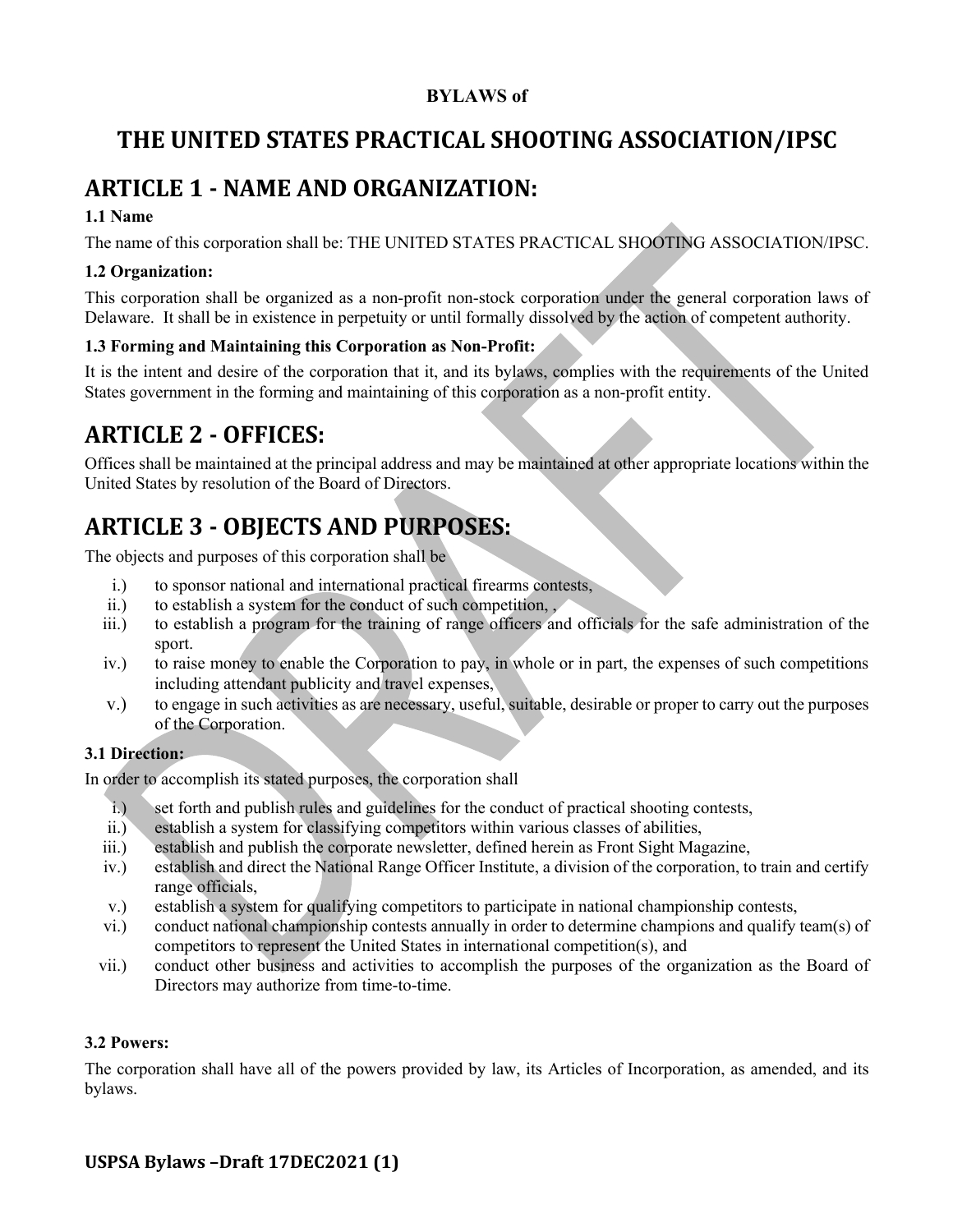**BYLAWS of**

# THE UNITED STATES PRACTICAL SHOOTING ASSOCIATION/IPSC

## ARTICLE 1 - NAME AND ORGANIZATION:

**1.1 Name**

The name of this corporation shall be: THE UNITED STATES PRACTICAL SHOOTING ASSOCIATION/IPSC.

**1.2 Organization:**

This corporation shall be organized as a non-profit non-stock corporation under the general corporation laws of Delaware. It shall be in existence in perpetuity or until formally dissolved by the action of competent authority.

**1.3 Forming and Maintaining this Corporation as Non-Profit:**

It is the intent and desire of the corporation that it, and its bylaws, complies with the requirements of the United States government in the forming and maintaining of this corporation as a non-profit entity.

## ARTICLE 2 - OFFICES:

Offices shall be maintained at the principal address and may be maintained at other appropriate locations within the United States by resolution of the Board of Directors.

## ARTICLE 3 - OBJECTS AND PURPOSES:

The objects and purposes of this corporation shall be

- i.) to sponsor national and international practical firearms contests,
- ii.) to establish a system for the conduct of such competition, ,
- iii.) to establish a program for the training of range officers and officials for the safe administration of the sport.
- iv.) to raise money to enable the Corporation to pay, in whole or in part, the expenses of such competitions including attendant publicity and travel expenses,
- v.) to engage in such activities as are necessary, useful, suitable, desirable or proper to carry out the purposes of the Corporation.

**3.1 Direction:**

In order to accomplish its stated purposes, the corporation shall

- i.) set forth and publish rules and guidelines for the conduct of practical shooting contests,
- ii.) establish a system for classifying competitors within various classes of abilities,
- iii.) establish and publish the corporate newsletter, defined herein as Front Sight Magazine,
- iv.) establish and direct the National Range Officer Institute, a division of the corporation, to train and certify range officials,
- v.) establish a system for qualifying competitors to participate in national championship contests,
- vi.) conduct national championship contests annually in order to determine champions and qualify team(s) of competitors to represent the United States in international competition(s), and
- vii.) conduct other business and activities to accomplish the purposes of the organization as the Board of Directors may authorize from time-to-time.

**3.2 Powers:**

The corporation shall have all of the powers provided by law, its Articles of Incorporation, as amended, and its bylaws.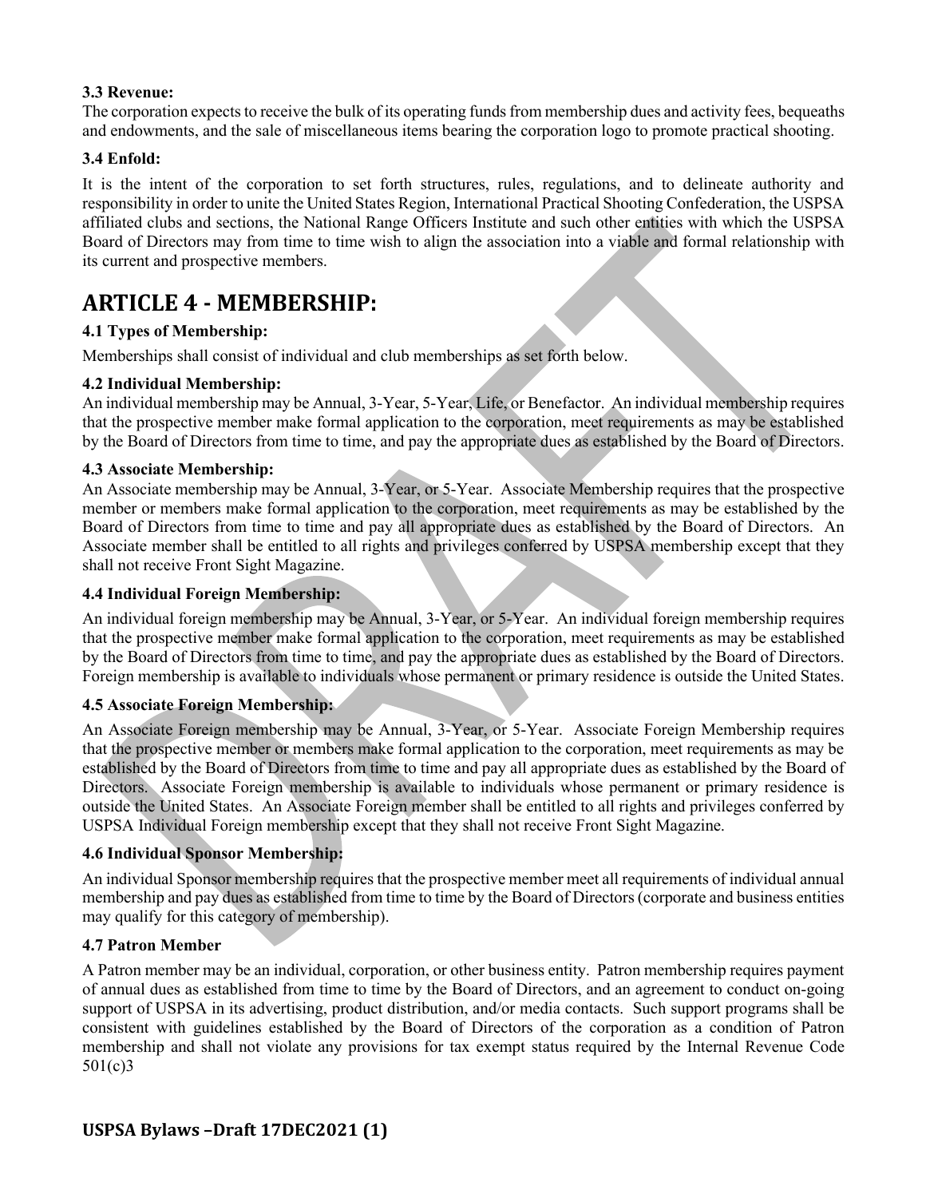**3.3 Revenue:**
The corporation expects to receive the bulk of its operating funds from membership dues and activity fees, bequeaths and endowments, and the sale of miscellaneous items bearing the corporation logo to promote practical shooting.

**3.4 Enfold:**

It is the intent of the corporation to set forth structures, rules, regulations, and to delineate authority and responsibility in order to unite the United States Region, International Practical Shooting Confederation, the USPSA affiliated clubs and sections, the National Range Officers Institute and such other entities with which the USPSA Board of Directors may from time to time wish to align the association into a viable and formal relationship with its current and prospective members.

# ARTICLE 4 - MEMBERSHIP:

**4.1 Types of Membership:**

Memberships shall consist of individual and club memberships as set forth below.

**4.2 Individual Membership:**
An individual membership may be Annual, 3-Year, 5-Year, Life, or Benefactor. An individual membership requires that the prospective member make formal application to the corporation, meet requirements as may be established by the Board of Directors from time to time, and pay the appropriate dues as established by the Board of Directors.

**4.3 Associate Membership:**
An Associate membership may be Annual, 3-Year, or 5-Year. Associate Membership requires that the prospective member or members make formal application to the corporation, meet requirements as may be established by the Board of Directors from time to time and pay all appropriate dues as established by the Board of Directors. An Associate member shall be entitled to all rights and privileges conferred by USPSA membership except that they shall not receive Front Sight Magazine.

**4.4 Individual Foreign Membership:**

An individual foreign membership may be Annual, 3-Year, or 5-Year. An individual foreign membership requires that the prospective member make formal application to the corporation, meet requirements as may be established by the Board of Directors from time to time, and pay the appropriate dues as established by the Board of Directors. Foreign membership is available to individuals whose permanent or primary residence is outside the United States.

**4.5 Associate Foreign Membership:**

An Associate Foreign membership may be Annual, 3-Year, or 5-Year. Associate Foreign Membership requires that the prospective member or members make formal application to the corporation, meet requirements as may be established by the Board of Directors from time to time and pay all appropriate dues as established by the Board of Directors. Associate Foreign membership is available to individuals whose permanent or primary residence is outside the United States. An Associate Foreign member shall be entitled to all rights and privileges conferred by USPSA Individual Foreign membership except that they shall not receive Front Sight Magazine.

**4.6 Individual Sponsor Membership:**

An individual Sponsor membership requires that the prospective member meet all requirements of individual annual membership and pay dues as established from time to time by the Board of Directors (corporate and business entities may qualify for this category of membership).

**4.7 Patron Member**

A Patron member may be an individual, corporation, or other business entity. Patron membership requires payment of annual dues as established from time to time by the Board of Directors, and an agreement to conduct on-going support of USPSA in its advertising, product distribution, and/or media contacts. Such support programs shall be consistent with guidelines established by the Board of Directors of the corporation as a condition of Patron membership and shall not violate any provisions for tax exempt status required by the Internal Revenue Code 501(c)3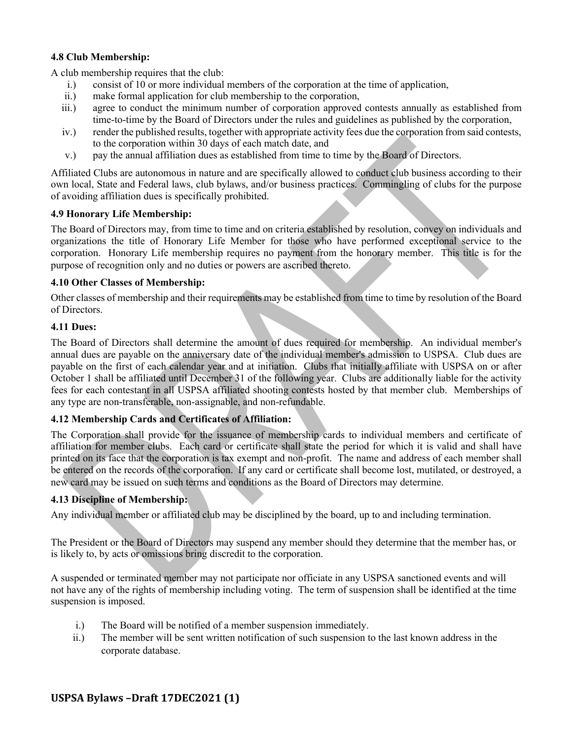#### 4.8 Club Membership:

A club membership requires that the club:

i.) consist of 10 or more individual members of the corporation at the time of application,

ii.) make formal application for club membership to the corporation,

iii.) agree to conduct the minimum number of corporation approved contests annually as established from time-to-time by the Board of Directors under the rules and guidelines as published by the corporation,

iv.) render the published results, together with appropriate activity fees due the corporation from said contests, to the corporation within 30 days of each match date, and

v.) pay the annual affiliation dues as established from time to time by the Board of Directors.

Affiliated Clubs are autonomous in nature and are specifically allowed to conduct club business according to their own local, State and Federal laws, club bylaws, and/or business practices. Commingling of clubs for the purpose of avoiding affiliation dues is specifically prohibited.

#### 4.9 Honorary Life Membership:

The Board of Directors may, from time to time and on criteria established by resolution, convey on individuals and organizations the title of Honorary Life Member for those who have performed exceptional service to the corporation. Honorary Life membership requires no payment from the honorary member. This title is for the purpose of recognition only and no duties or powers are ascribed thereto.

#### 4.10 Other Classes of Membership:

Other classes of membership and their requirements may be established from time to time by resolution of the Board of Directors.

#### 4.11 Dues:

The Board of Directors shall determine the amount of dues required for membership. An individual member's annual dues are payable on the anniversary date of the individual member's admission to USPSA. Club dues are payable on the first of each calendar year and at initiation. Clubs that initially affiliate with USPSA on or after October 1 shall be affiliated until December 31 of the following year. Clubs are additionally liable for the activity fees for each contestant in all USPSA affiliated shooting contests hosted by that member club. Memberships of any type are non-transferable, non-assignable, and non-refundable.

#### 4.12 Membership Cards and Certificates of Affiliation:

The Corporation shall provide for the issuance of membership cards to individual members and certificate of affiliation for member clubs. Each card or certificate shall state the period for which it is valid and shall have printed on its face that the corporation is tax exempt and non-profit. The name and address of each member shall be entered on the records of the corporation. If any card or certificate shall become lost, mutilated, or destroyed, a new card may be issued on such terms and conditions as the Board of Directors may determine.

#### 4.13 Discipline of Membership:

Any individual member or affiliated club may be disciplined by the board, up to and including termination.

The President or the Board of Directors may suspend any member should they determine that the member has, or is likely to, by acts or omissions bring discredit to the corporation.

A suspended or terminated member may not participate nor officiate in any USPSA sanctioned events and will not have any of the rights of membership including voting. The term of suspension shall be identified at the time suspension is imposed.

i.) The Board will be notified of a member suspension immediately.

ii.) The member will be sent written notification of such suspension to the last known address in the corporate database.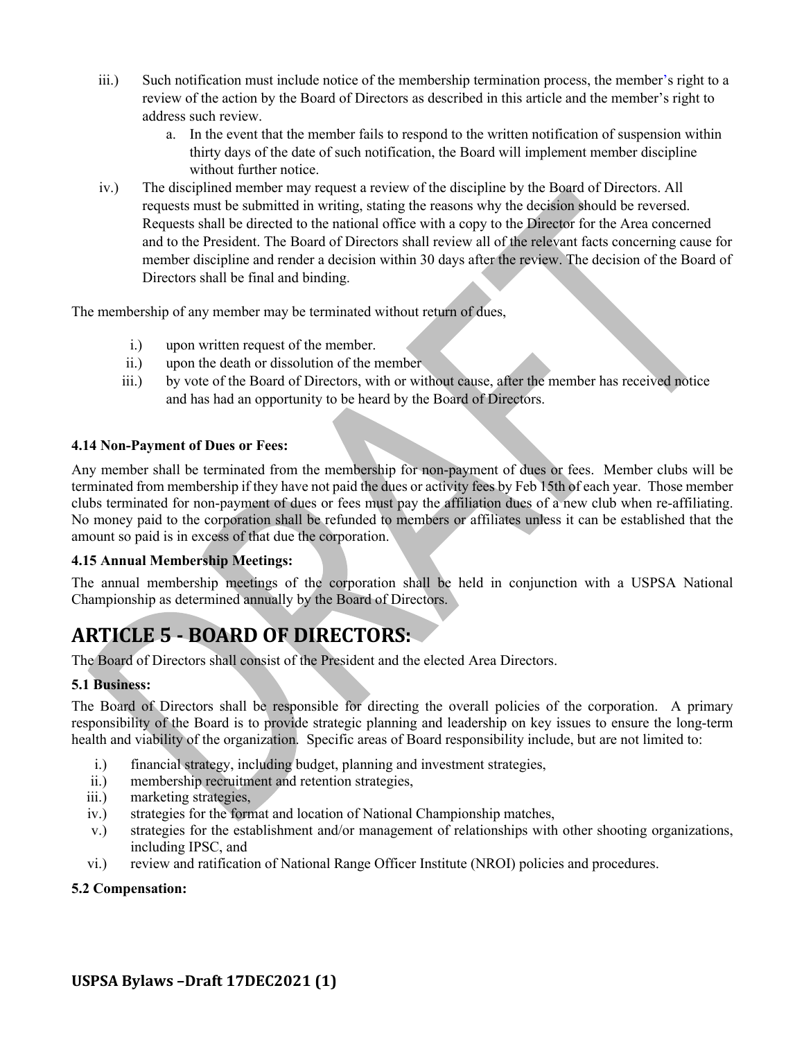iii.) Such notification must include notice of the membership termination process, the member's right to a review of the action by the Board of Directors as described in this article and the member's right to address such review.

   a. In the event that the member fails to respond to the written notification of suspension within thirty days of the date of such notification, the Board will implement member discipline without further notice.

iv.) The disciplined member may request a review of the discipline by the Board of Directors. All requests must be submitted in writing, stating the reasons why the decision should be reversed. Requests shall be directed to the national office with a copy to the Director for the Area concerned and to the President. The Board of Directors shall review all of the relevant facts concerning cause for member discipline and render a decision within 30 days after the review. The decision of the Board of Directors shall be final and binding.

The membership of any member may be terminated without return of dues,

i.) upon written request of the member.

ii.) upon the death or dissolution of the member

iii.) by vote of the Board of Directors, with or without cause, after the member has received notice and has had an opportunity to be heard by the Board of Directors.

**4.14 Non-Payment of Dues or Fees:**

Any member shall be terminated from the membership for non-payment of dues or fees. Member clubs will be terminated from membership if they have not paid the dues or activity fees by Feb 15th of each year. Those member clubs terminated for non-payment of dues or fees must pay the affiliation dues of a new club when re-affiliating. No money paid to the corporation shall be refunded to members or affiliates unless it can be established that the amount so paid is in excess of that due the corporation.

**4.15 Annual Membership Meetings:**

The annual membership meetings of the corporation shall be held in conjunction with a USPSA National Championship as determined annually by the Board of Directors.

# ARTICLE 5 - BOARD OF DIRECTORS:

The Board of Directors shall consist of the President and the elected Area Directors.

**5.1 Business:**

The Board of Directors shall be responsible for directing the overall policies of the corporation. A primary responsibility of the Board is to provide strategic planning and leadership on key issues to ensure the long-term health and viability of the organization. Specific areas of Board responsibility include, but are not limited to:

i.) financial strategy, including budget, planning and investment strategies,

ii.) membership recruitment and retention strategies,

iii.) marketing strategies,

iv.) strategies for the format and location of National Championship matches,

v.) strategies for the establishment and/or management of relationships with other shooting organizations, including IPSC, and

vi.) review and ratification of National Range Officer Institute (NROI) policies and procedures.

**5.2 Compensation:**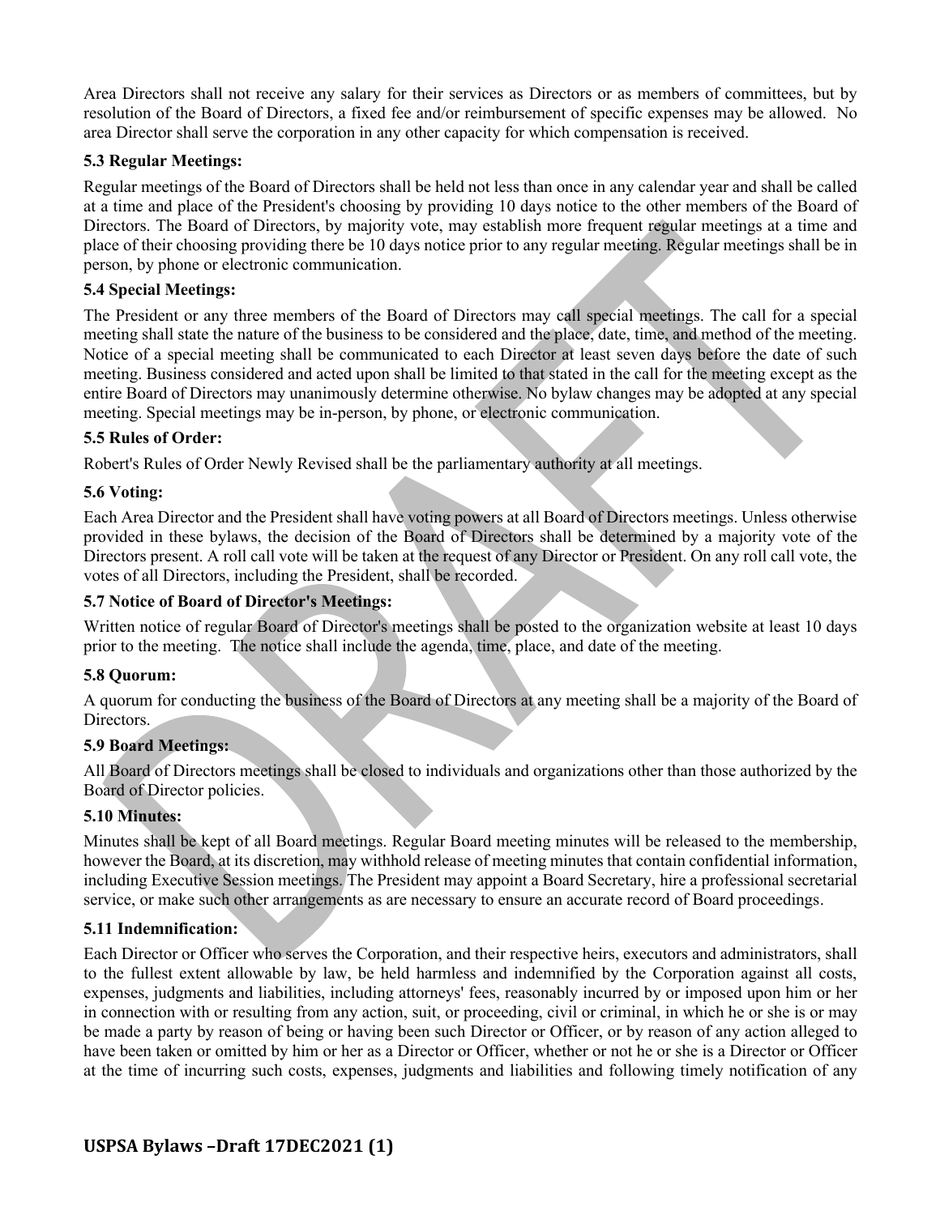Area Directors shall not receive any salary for their services as Directors or as members of committees, but by resolution of the Board of Directors, a fixed fee and/or reimbursement of specific expenses may be allowed. No area Director shall serve the corporation in any other capacity for which compensation is received.

### 5.3 Regular Meetings:

Regular meetings of the Board of Directors shall be held not less than once in any calendar year and shall be called at a time and place of the President's choosing by providing 10 days notice to the other members of the Board of Directors. The Board of Directors, by majority vote, may establish more frequent regular meetings at a time and place of their choosing providing there be 10 days notice prior to any regular meeting. Regular meetings shall be in person, by phone or electronic communication.

### 5.4 Special Meetings:

The President or any three members of the Board of Directors may call special meetings. The call for a special meeting shall state the nature of the business to be considered and the place, date, time, and method of the meeting. Notice of a special meeting shall be communicated to each Director at least seven days before the date of such meeting. Business considered and acted upon shall be limited to that stated in the call for the meeting except as the entire Board of Directors may unanimously determine otherwise. No bylaw changes may be adopted at any special meeting. Special meetings may be in-person, by phone, or electronic communication.

### 5.5 Rules of Order:

Robert's Rules of Order Newly Revised shall be the parliamentary authority at all meetings.

### 5.6 Voting:

Each Area Director and the President shall have voting powers at all Board of Directors meetings. Unless otherwise provided in these bylaws, the decision of the Board of Directors shall be determined by a majority vote of the Directors present. A roll call vote will be taken at the request of any Director or President. On any roll call vote, the votes of all Directors, including the President, shall be recorded.

### 5.7 Notice of Board of Director's Meetings:

Written notice of regular Board of Director's meetings shall be posted to the organization website at least 10 days prior to the meeting. The notice shall include the agenda, time, place, and date of the meeting.

### 5.8 Quorum:

A quorum for conducting the business of the Board of Directors at any meeting shall be a majority of the Board of Directors.

### 5.9 Board Meetings:

All Board of Directors meetings shall be closed to individuals and organizations other than those authorized by the Board of Director policies.

### 5.10 Minutes:

Minutes shall be kept of all Board meetings. Regular Board meeting minutes will be released to the membership, however the Board, at its discretion, may withhold release of meeting minutes that contain confidential information, including Executive Session meetings. The President may appoint a Board Secretary, hire a professional secretarial service, or make such other arrangements as are necessary to ensure an accurate record of Board proceedings.

### 5.11 Indemnification:

Each Director or Officer who serves the Corporation, and their respective heirs, executors and administrators, shall to the fullest extent allowable by law, be held harmless and indemnified by the Corporation against all costs, expenses, judgments and liabilities, including attorneys' fees, reasonably incurred by or imposed upon him or her in connection with or resulting from any action, suit, or proceeding, civil or criminal, in which he or she is or may be made a party by reason of being or having been such Director or Officer, or by reason of any action alleged to have been taken or omitted by him or her as a Director or Officer, whether or not he or she is a Director or Officer at the time of incurring such costs, expenses, judgments and liabilities and following timely notification of any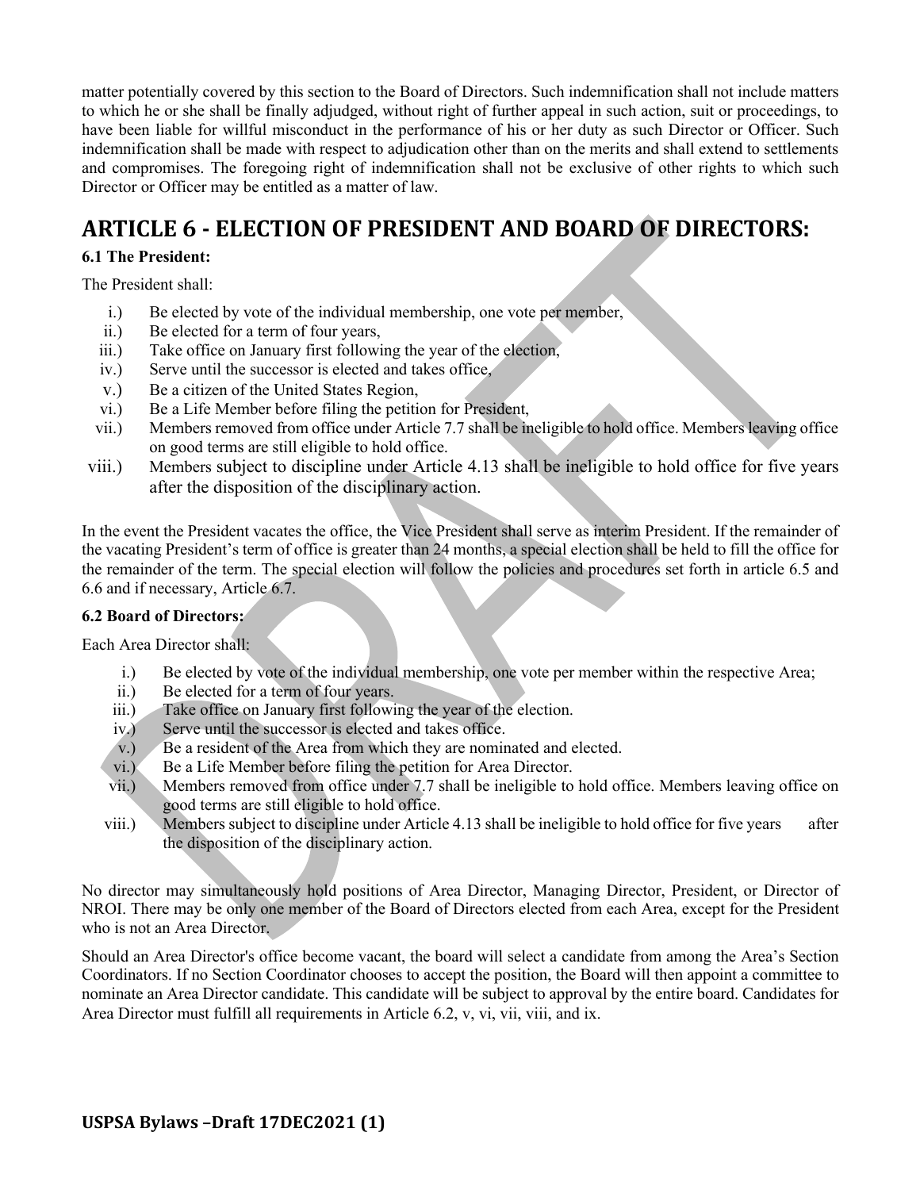matter potentially covered by this section to the Board of Directors. Such indemnification shall not include matters to which he or she shall be finally adjudged, without right of further appeal in such action, suit or proceedings, to have been liable for willful misconduct in the performance of his or her duty as such Director or Officer. Such indemnification shall be made with respect to adjudication other than on the merits and shall extend to settlements and compromises. The foregoing right of indemnification shall not be exclusive of other rights to which such Director or Officer may be entitled as a matter of law.

# ARTICLE 6 - ELECTION OF PRESIDENT AND BOARD OF DIRECTORS:

### 6.1 The President:

The President shall:

i.) Be elected by vote of the individual membership, one vote per member,
ii.) Be elected for a term of four years,
iii.) Take office on January first following the year of the election,
iv.) Serve until the successor is elected and takes office,
v.) Be a citizen of the United States Region,
vi.) Be a Life Member before filing the petition for President,
vii.) Members removed from office under Article 7.7 shall be ineligible to hold office. Members leaving office on good terms are still eligible to hold office.
viii.) Members subject to discipline under Article 4.13 shall be ineligible to hold office for five years after the disposition of the disciplinary action.

In the event the President vacates the office, the Vice President shall serve as interim President. If the remainder of the vacating President's term of office is greater than 24 months, a special election shall be held to fill the office for the remainder of the term. The special election will follow the policies and procedures set forth in article 6.5 and 6.6 and if necessary, Article 6.7.

### 6.2 Board of Directors:

Each Area Director shall:

i.) Be elected by vote of the individual membership, one vote per member within the respective Area;
ii.) Be elected for a term of four years.
iii.) Take office on January first following the year of the election.
iv.) Serve until the successor is elected and takes office.
v.) Be a resident of the Area from which they are nominated and elected.
vi.) Be a Life Member before filing the petition for Area Director.
vii.) Members removed from office under 7.7 shall be ineligible to hold office. Members leaving office on good terms are still eligible to hold office.
viii.) Members subject to discipline under Article 4.13 shall be ineligible to hold office for five years after the disposition of the disciplinary action.

No director may simultaneously hold positions of Area Director, Managing Director, President, or Director of NROI. There may be only one member of the Board of Directors elected from each Area, except for the President who is not an Area Director.

Should an Area Director's office become vacant, the board will select a candidate from among the Area's Section Coordinators. If no Section Coordinator chooses to accept the position, the Board will then appoint a committee to nominate an Area Director candidate. This candidate will be subject to approval by the entire board. Candidates for Area Director must fulfill all requirements in Article 6.2, v, vi, vii, viii, and ix.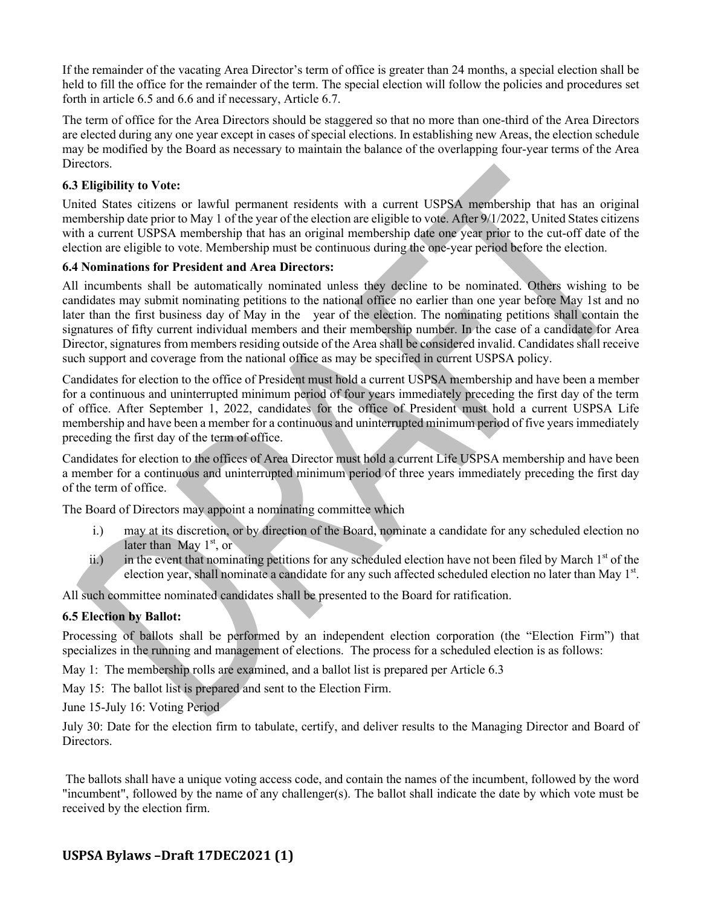If the remainder of the vacating Area Director's term of office is greater than 24 months, a special election shall be held to fill the office for the remainder of the term. The special election will follow the policies and procedures set forth in article 6.5 and 6.6 and if necessary, Article 6.7.

The term of office for the Area Directors should be staggered so that no more than one-third of the Area Directors are elected during any one year except in cases of special elections. In establishing new Areas, the election schedule may be modified by the Board as necessary to maintain the balance of the overlapping four-year terms of the Area Directors.

**6.3 Eligibility to Vote:**

United States citizens or lawful permanent residents with a current USPSA membership that has an original membership date prior to May 1 of the year of the election are eligible to vote. After 9/1/2022, United States citizens with a current USPSA membership that has an original membership date one year prior to the cut-off date of the election are eligible to vote. Membership must be continuous during the one-year period before the election.

**6.4 Nominations for President and Area Directors:**

All incumbents shall be automatically nominated unless they decline to be nominated. Others wishing to be candidates may submit nominating petitions to the national office no earlier than one year before May 1st and no later than the first business day of May in the year of the election. The nominating petitions shall contain the signatures of fifty current individual members and their membership number. In the case of a candidate for Area Director, signatures from members residing outside of the Area shall be considered invalid. Candidates shall receive such support and coverage from the national office as may be specified in current USPSA policy.

Candidates for election to the office of President must hold a current USPSA membership and have been a member for a continuous and uninterrupted minimum period of four years immediately preceding the first day of the term of office. After September 1, 2022, candidates for the office of President must hold a current USPSA Life membership and have been a member for a continuous and uninterrupted minimum period of five years immediately preceding the first day of the term of office.

Candidates for election to the offices of Area Director must hold a current Life USPSA membership and have been a member for a continuous and uninterrupted minimum period of three years immediately preceding the first day of the term of office.

The Board of Directors may appoint a nominating committee which

i.) may at its discretion, or by direction of the Board, nominate a candidate for any scheduled election no later than May 1st, or

ii.) in the event that nominating petitions for any scheduled election have not been filed by March 1st of the election year, shall nominate a candidate for any such affected scheduled election no later than May 1st.

All such committee nominated candidates shall be presented to the Board for ratification.

**6.5 Election by Ballot:**

Processing of ballots shall be performed by an independent election corporation (the "Election Firm") that specializes in the running and management of elections. The process for a scheduled election is as follows:

May 1: The membership rolls are examined, and a ballot list is prepared per Article 6.3

May 15: The ballot list is prepared and sent to the Election Firm.

June 15-July 16: Voting Period

July 30: Date for the election firm to tabulate, certify, and deliver results to the Managing Director and Board of Directors.

The ballots shall have a unique voting access code, and contain the names of the incumbent, followed by the word "incumbent", followed by the name of any challenger(s). The ballot shall indicate the date by which vote must be received by the election firm.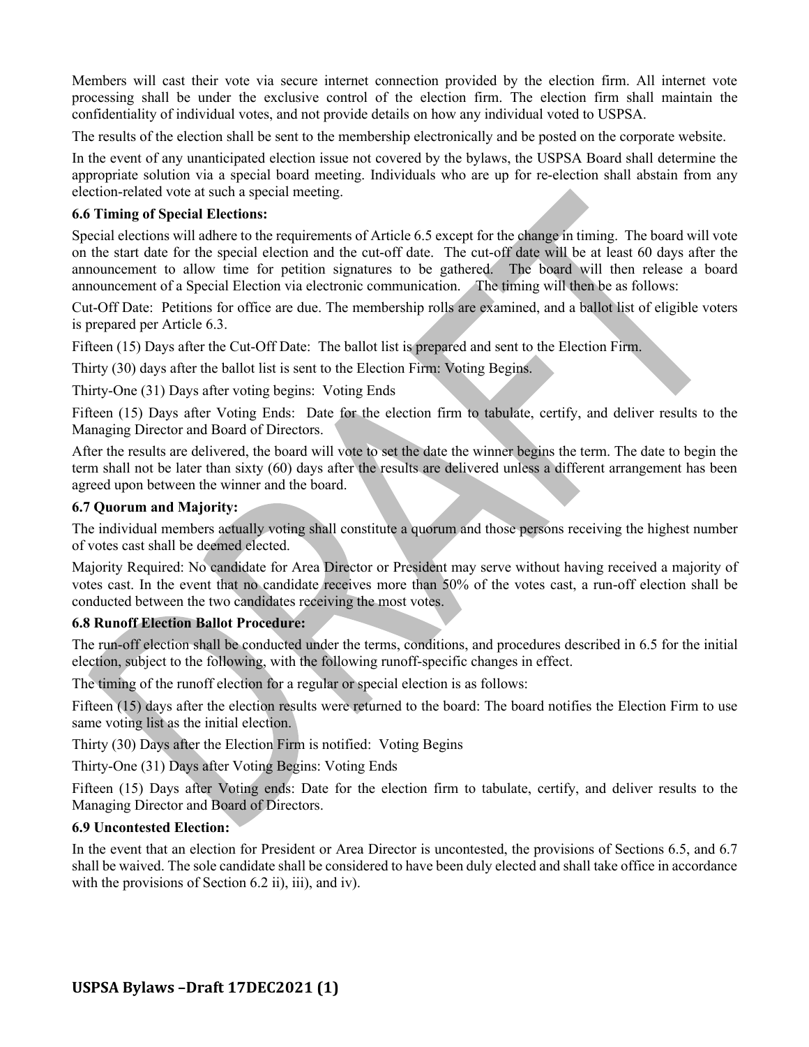Members will cast their vote via secure internet connection provided by the election firm. All internet vote processing shall be under the exclusive control of the election firm. The election firm shall maintain the confidentiality of individual votes, and not provide details on how any individual voted to USPSA.

The results of the election shall be sent to the membership electronically and be posted on the corporate website.

In the event of any unanticipated election issue not covered by the bylaws, the USPSA Board shall determine the appropriate solution via a special board meeting. Individuals who are up for re-election shall abstain from any election-related vote at such a special meeting.

**6.6 Timing of Special Elections:**

Special elections will adhere to the requirements of Article 6.5 except for the change in timing. The board will vote on the start date for the special election and the cut-off date. The cut-off date will be at least 60 days after the announcement to allow time for petition signatures to be gathered. The board will then release a board announcement of a Special Election via electronic communication. The timing will then be as follows:

Cut-Off Date: Petitions for office are due. The membership rolls are examined, and a ballot list of eligible voters is prepared per Article 6.3.

Fifteen (15) Days after the Cut-Off Date: The ballot list is prepared and sent to the Election Firm.

Thirty (30) days after the ballot list is sent to the Election Firm: Voting Begins.

Thirty-One (31) Days after voting begins: Voting Ends

Fifteen (15) Days after Voting Ends: Date for the election firm to tabulate, certify, and deliver results to the Managing Director and Board of Directors.

After the results are delivered, the board will vote to set the date the winner begins the term. The date to begin the term shall not be later than sixty (60) days after the results are delivered unless a different arrangement has been agreed upon between the winner and the board.

**6.7 Quorum and Majority:**

The individual members actually voting shall constitute a quorum and those persons receiving the highest number of votes cast shall be deemed elected.

Majority Required: No candidate for Area Director or President may serve without having received a majority of votes cast. In the event that no candidate receives more than 50% of the votes cast, a run-off election shall be conducted between the two candidates receiving the most votes.

**6.8 Runoff Election Ballot Procedure:**

The run-off election shall be conducted under the terms, conditions, and procedures described in 6.5 for the initial election, subject to the following, with the following runoff-specific changes in effect.

The timing of the runoff election for a regular or special election is as follows:

Fifteen (15) days after the election results were returned to the board: The board notifies the Election Firm to use same voting list as the initial election.

Thirty (30) Days after the Election Firm is notified: Voting Begins

Thirty-One (31) Days after Voting Begins: Voting Ends

Fifteen (15) Days after Voting ends: Date for the election firm to tabulate, certify, and deliver results to the Managing Director and Board of Directors.

**6.9 Uncontested Election:**

In the event that an election for President or Area Director is uncontested, the provisions of Sections 6.5, and 6.7 shall be waived. The sole candidate shall be considered to have been duly elected and shall take office in accordance with the provisions of Section 6.2 ii), iii), and iv).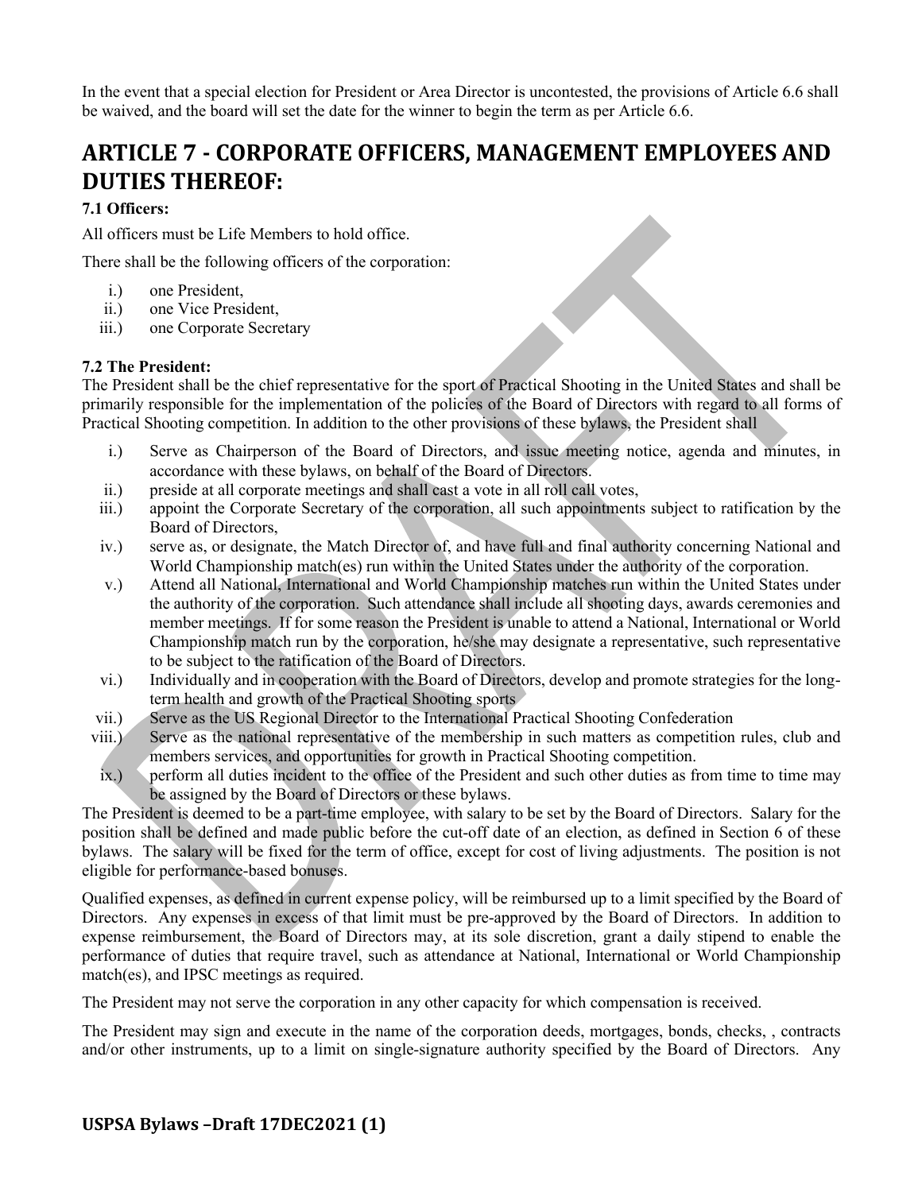In the event that a special election for President or Area Director is uncontested, the provisions of Article 6.6 shall be waived, and the board will set the date for the winner to begin the term as per Article 6.6.

# ARTICLE 7 - CORPORATE OFFICERS, MANAGEMENT EMPLOYEES AND DUTIES THEREOF:

### 7.1 Officers:

All officers must be Life Members to hold office.

There shall be the following officers of the corporation:

i.) one President,
ii.) one Vice President,
iii.) one Corporate Secretary

### 7.2 The President:

The President shall be the chief representative for the sport of Practical Shooting in the United States and shall be primarily responsible for the implementation of the policies of the Board of Directors with regard to all forms of Practical Shooting competition. In addition to the other provisions of these bylaws, the President shall

i.) Serve as Chairperson of the Board of Directors, and issue meeting notice, agenda and minutes, in accordance with these bylaws, on behalf of the Board of Directors.
ii.) preside at all corporate meetings and shall cast a vote in all roll call votes,
iii.) appoint the Corporate Secretary of the corporation, all such appointments subject to ratification by the Board of Directors,
iv.) serve as, or designate, the Match Director of, and have full and final authority concerning National and World Championship match(es) run within the United States under the authority of the corporation.
v.) Attend all National, International and World Championship matches run within the United States under the authority of the corporation. Such attendance shall include all shooting days, awards ceremonies and member meetings. If for some reason the President is unable to attend a National, International or World Championship match run by the corporation, he/she may designate a representative, such representative to be subject to the ratification of the Board of Directors.
vi.) Individually and in cooperation with the Board of Directors, develop and promote strategies for the long-term health and growth of the Practical Shooting sports
vii.) Serve as the US Regional Director to the International Practical Shooting Confederation
viii.) Serve as the national representative of the membership in such matters as competition rules, club and members services, and opportunities for growth in Practical Shooting competition.
ix.) perform all duties incident to the office of the President and such other duties as from time to time may be assigned by the Board of Directors or these bylaws.

The President is deemed to be a part-time employee, with salary to be set by the Board of Directors. Salary for the position shall be defined and made public before the cut-off date of an election, as defined in Section 6 of these bylaws. The salary will be fixed for the term of office, except for cost of living adjustments. The position is not eligible for performance-based bonuses.

Qualified expenses, as defined in current expense policy, will be reimbursed up to a limit specified by the Board of Directors. Any expenses in excess of that limit must be pre-approved by the Board of Directors. In addition to expense reimbursement, the Board of Directors may, at its sole discretion, grant a daily stipend to enable the performance of duties that require travel, such as attendance at National, International or World Championship match(es), and IPSC meetings as required.

The President may not serve the corporation in any other capacity for which compensation is received.

The President may sign and execute in the name of the corporation deeds, mortgages, bonds, checks, , contracts and/or other instruments, up to a limit on single-signature authority specified by the Board of Directors. Any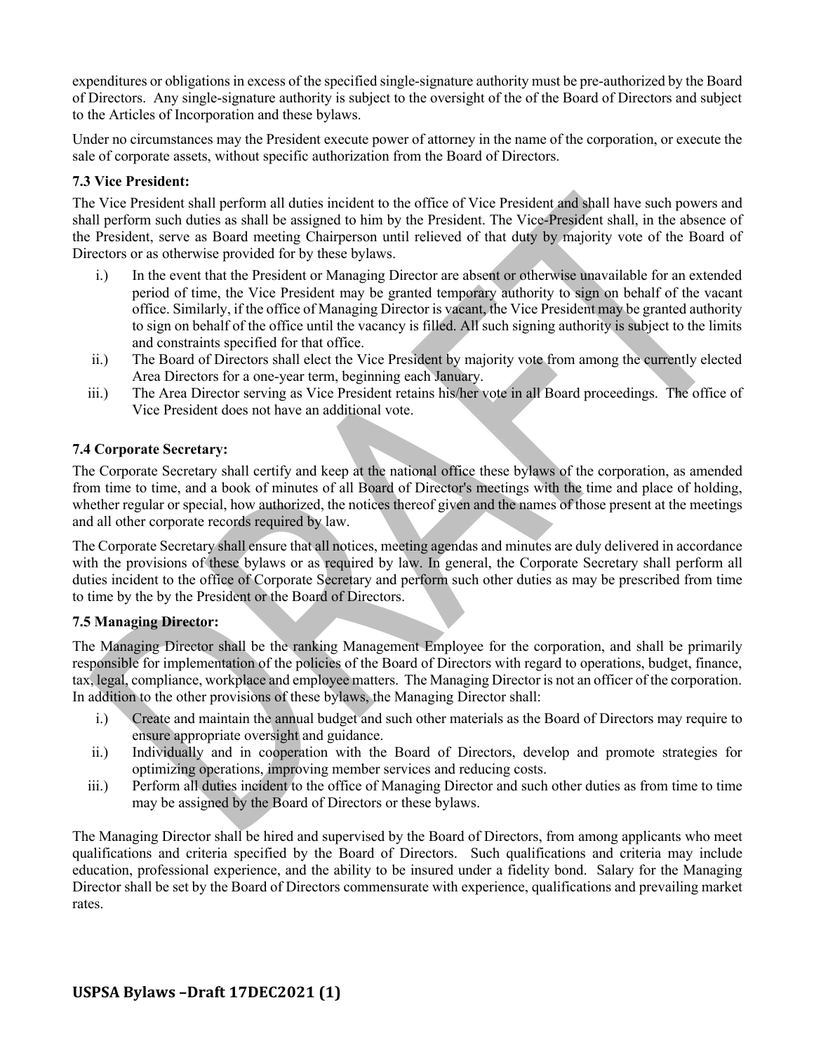expenditures or obligations in excess of the specified single-signature authority must be pre-authorized by the Board of Directors. Any single-signature authority is subject to the oversight of the of the Board of Directors and subject to the Articles of Incorporation and these bylaws.

Under no circumstances may the President execute power of attorney in the name of the corporation, or execute the sale of corporate assets, without specific authorization from the Board of Directors.

### 7.3 Vice President:

The Vice President shall perform all duties incident to the office of Vice President and shall have such powers and shall perform such duties as shall be assigned to him by the President. The Vice-President shall, in the absence of the President, serve as Board meeting Chairperson until relieved of that duty by majority vote of the Board of Directors or as otherwise provided for by these bylaws.

i.) In the event that the President or Managing Director are absent or otherwise unavailable for an extended period of time, the Vice President may be granted temporary authority to sign on behalf of the vacant office. Similarly, if the office of Managing Director is vacant, the Vice President may be granted authority to sign on behalf of the office until the vacancy is filled. All such signing authority is subject to the limits and constraints specified for that office.

ii.) The Board of Directors shall elect the Vice President by majority vote from among the currently elected Area Directors for a one-year term, beginning each January.

iii.) The Area Director serving as Vice President retains his/her vote in all Board proceedings. The office of Vice President does not have an additional vote.

### 7.4 Corporate Secretary:

The Corporate Secretary shall certify and keep at the national office these bylaws of the corporation, as amended from time to time, and a book of minutes of all Board of Director's meetings with the time and place of holding, whether regular or special, how authorized, the notices thereof given and the names of those present at the meetings and all other corporate records required by law.

The Corporate Secretary shall ensure that all notices, meeting agendas and minutes are duly delivered in accordance with the provisions of these bylaws or as required by law. In general, the Corporate Secretary shall perform all duties incident to the office of Corporate Secretary and perform such other duties as may be prescribed from time to time by the by the President or the Board of Directors.

### 7.5 Managing Director:

The Managing Director shall be the ranking Management Employee for the corporation, and shall be primarily responsible for implementation of the policies of the Board of Directors with regard to operations, budget, finance, tax, legal, compliance, workplace and employee matters. The Managing Director is not an officer of the corporation. In addition to the other provisions of these bylaws, the Managing Director shall:

i.) Create and maintain the annual budget and such other materials as the Board of Directors may require to ensure appropriate oversight and guidance.

ii.) Individually and in cooperation with the Board of Directors, develop and promote strategies for optimizing operations, improving member services and reducing costs.

iii.) Perform all duties incident to the office of Managing Director and such other duties as from time to time may be assigned by the Board of Directors or these bylaws.

The Managing Director shall be hired and supervised by the Board of Directors, from among applicants who meet qualifications and criteria specified by the Board of Directors. Such qualifications and criteria may include education, professional experience, and the ability to be insured under a fidelity bond. Salary for the Managing Director shall be set by the Board of Directors commensurate with experience, qualifications and prevailing market rates.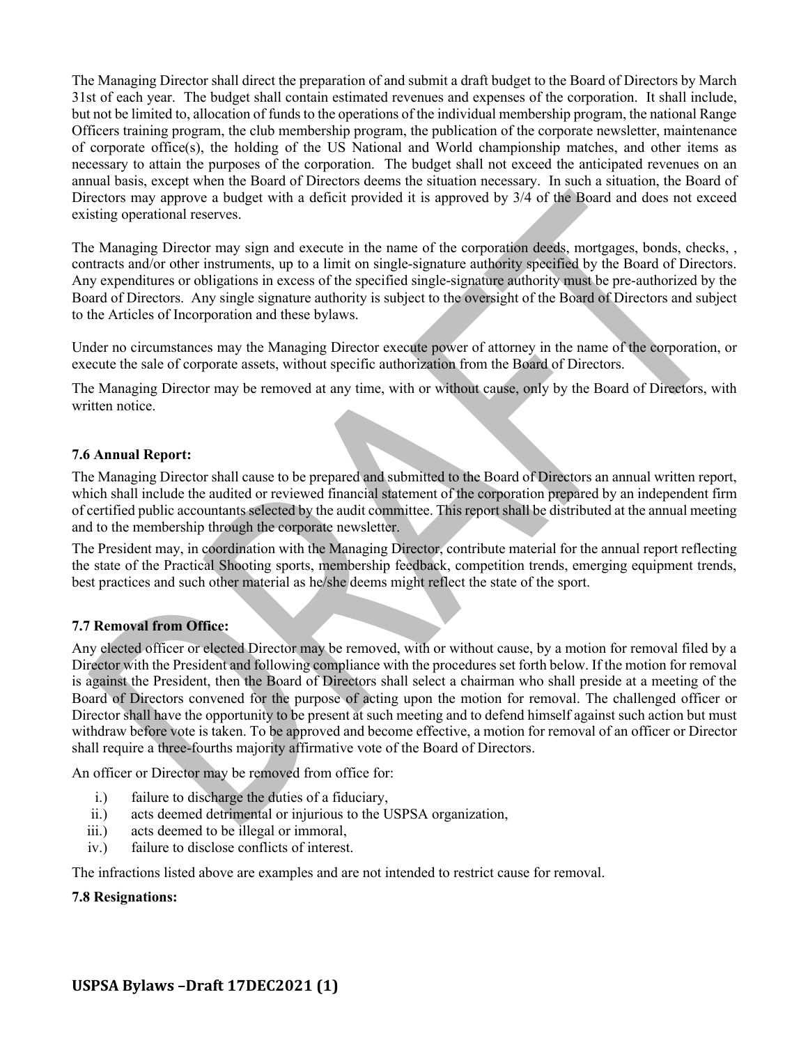The Managing Director shall direct the preparation of and submit a draft budget to the Board of Directors by March 31st of each year. The budget shall contain estimated revenues and expenses of the corporation. It shall include, but not be limited to, allocation of funds to the operations of the individual membership program, the national Range Officers training program, the club membership program, the publication of the corporate newsletter, maintenance of corporate office(s), the holding of the US National and World championship matches, and other items as necessary to attain the purposes of the corporation. The budget shall not exceed the anticipated revenues on an annual basis, except when the Board of Directors deems the situation necessary. In such a situation, the Board of Directors may approve a budget with a deficit provided it is approved by 3/4 of the Board and does not exceed existing operational reserves.

The Managing Director may sign and execute in the name of the corporation deeds, mortgages, bonds, checks, , contracts and/or other instruments, up to a limit on single-signature authority specified by the Board of Directors. Any expenditures or obligations in excess of the specified single-signature authority must be pre-authorized by the Board of Directors. Any single signature authority is subject to the oversight of the Board of Directors and subject to the Articles of Incorporation and these bylaws.

Under no circumstances may the Managing Director execute power of attorney in the name of the corporation, or execute the sale of corporate assets, without specific authorization from the Board of Directors.

The Managing Director may be removed at any time, with or without cause, only by the Board of Directors, with written notice.

**7.6 Annual Report:**

The Managing Director shall cause to be prepared and submitted to the Board of Directors an annual written report, which shall include the audited or reviewed financial statement of the corporation prepared by an independent firm of certified public accountants selected by the audit committee. This report shall be distributed at the annual meeting and to the membership through the corporate newsletter.

The President may, in coordination with the Managing Director, contribute material for the annual report reflecting the state of the Practical Shooting sports, membership feedback, competition trends, emerging equipment trends, best practices and such other material as he/she deems might reflect the state of the sport.

**7.7 Removal from Office:**

Any elected officer or elected Director may be removed, with or without cause, by a motion for removal filed by a Director with the President and following compliance with the procedures set forth below. If the motion for removal is against the President, then the Board of Directors shall select a chairman who shall preside at a meeting of the Board of Directors convened for the purpose of acting upon the motion for removal. The challenged officer or Director shall have the opportunity to be present at such meeting and to defend himself against such action but must withdraw before vote is taken. To be approved and become effective, a motion for removal of an officer or Director shall require a three-fourths majority affirmative vote of the Board of Directors.

An officer or Director may be removed from office for:

i.) failure to discharge the duties of a fiduciary,
ii.) acts deemed detrimental or injurious to the USPSA organization,
iii.) acts deemed to be illegal or immoral,
iv.) failure to disclose conflicts of interest.

The infractions listed above are examples and are not intended to restrict cause for removal.

**7.8 Resignations:**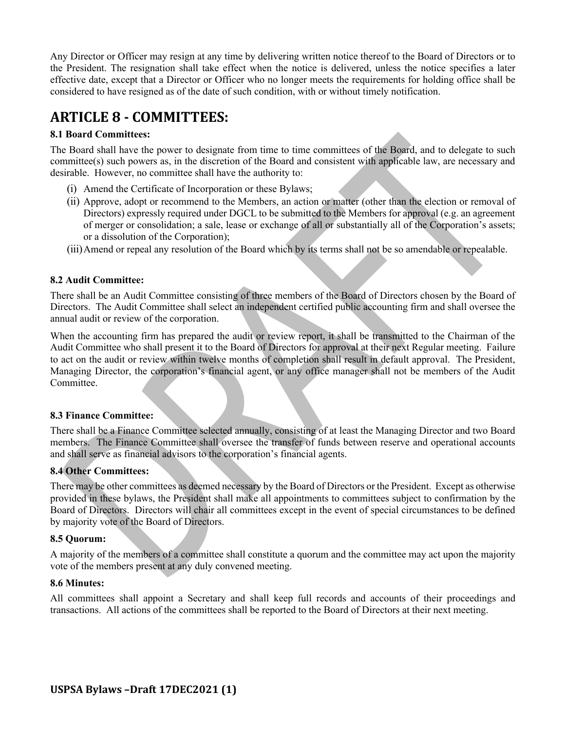Any Director or Officer may resign at any time by delivering written notice thereof to the Board of Directors or to the President. The resignation shall take effect when the notice is delivered, unless the notice specifies a later effective date, except that a Director or Officer who no longer meets the requirements for holding office shall be considered to have resigned as of the date of such condition, with or without timely notification.

# ARTICLE 8 - COMMITTEES:

### 8.1 Board Committees:

The Board shall have the power to designate from time to time committees of the Board, and to delegate to such committee(s) such powers as, in the discretion of the Board and consistent with applicable law, are necessary and desirable. However, no committee shall have the authority to:

(i) Amend the Certificate of Incorporation or these Bylaws;

(ii) Approve, adopt or recommend to the Members, an action or matter (other than the election or removal of Directors) expressly required under DGCL to be submitted to the Members for approval (e.g. an agreement of merger or consolidation; a sale, lease or exchange of all or substantially all of the Corporation's assets; or a dissolution of the Corporation);

(iii) Amend or repeal any resolution of the Board which by its terms shall not be so amendable or repealable.

### 8.2 Audit Committee:

There shall be an Audit Committee consisting of three members of the Board of Directors chosen by the Board of Directors. The Audit Committee shall select an independent certified public accounting firm and shall oversee the annual audit or review of the corporation.

When the accounting firm has prepared the audit or review report, it shall be transmitted to the Chairman of the Audit Committee who shall present it to the Board of Directors for approval at their next Regular meeting. Failure to act on the audit or review within twelve months of completion shall result in default approval. The President, Managing Director, the corporation's financial agent, or any office manager shall not be members of the Audit Committee.

### 8.3 Finance Committee:

There shall be a Finance Committee selected annually, consisting of at least the Managing Director and two Board members. The Finance Committee shall oversee the transfer of funds between reserve and operational accounts and shall serve as financial advisors to the corporation's financial agents.

### 8.4 Other Committees:

There may be other committees as deemed necessary by the Board of Directors or the President. Except as otherwise provided in these bylaws, the President shall make all appointments to committees subject to confirmation by the Board of Directors. Directors will chair all committees except in the event of special circumstances to be defined by majority vote of the Board of Directors.

### 8.5 Quorum:

A majority of the members of a committee shall constitute a quorum and the committee may act upon the majority vote of the members present at any duly convened meeting.

### 8.6 Minutes:

All committees shall appoint a Secretary and shall keep full records and accounts of their proceedings and transactions. All actions of the committees shall be reported to the Board of Directors at their next meeting.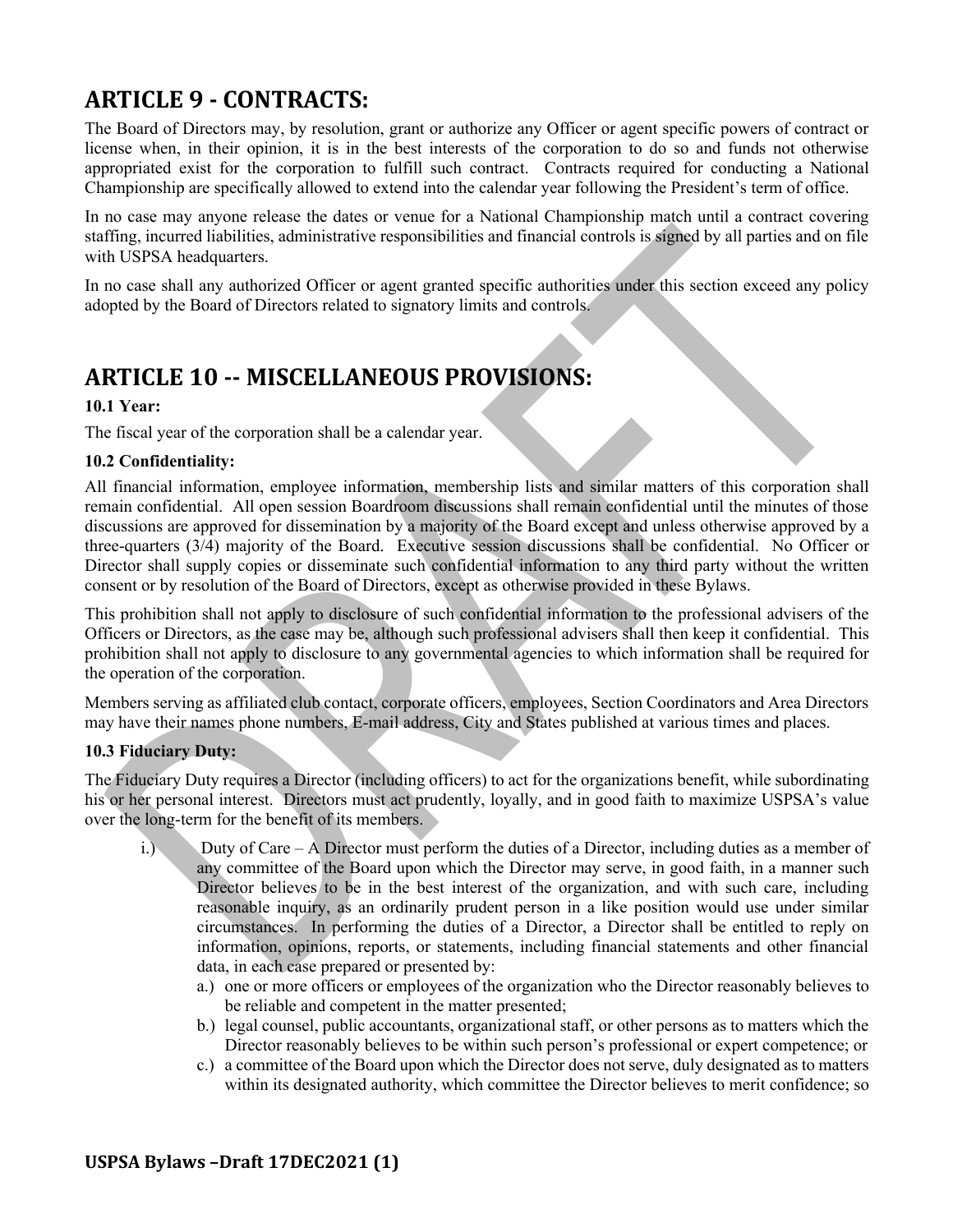## ARTICLE 9 - CONTRACTS:

The Board of Directors may, by resolution, grant or authorize any Officer or agent specific powers of contract or license when, in their opinion, it is in the best interests of the corporation to do so and funds not otherwise appropriated exist for the corporation to fulfill such contract. Contracts required for conducting a National Championship are specifically allowed to extend into the calendar year following the President's term of office.

In no case may anyone release the dates or venue for a National Championship match until a contract covering staffing, incurred liabilities, administrative responsibilities and financial controls is signed by all parties and on file with USPSA headquarters.

In no case shall any authorized Officer or agent granted specific authorities under this section exceed any policy adopted by the Board of Directors related to signatory limits and controls.

## ARTICLE 10 -- MISCELLANEOUS PROVISIONS:

**10.1 Year:**

The fiscal year of the corporation shall be a calendar year.

**10.2 Confidentiality:**

All financial information, employee information, membership lists and similar matters of this corporation shall remain confidential. All open session Boardroom discussions shall remain confidential until the minutes of those discussions are approved for dissemination by a majority of the Board except and unless otherwise approved by a three-quarters (3/4) majority of the Board. Executive session discussions shall be confidential. No Officer or Director shall supply copies or disseminate such confidential information to any third party without the written consent or by resolution of the Board of Directors, except as otherwise provided in these Bylaws.

This prohibition shall not apply to disclosure of such confidential information to the professional advisers of the Officers or Directors, as the case may be, although such professional advisers shall then keep it confidential. This prohibition shall not apply to disclosure to any governmental agencies to which information shall be required for the operation of the corporation.

Members serving as affiliated club contact, corporate officers, employees, Section Coordinators and Area Directors may have their names phone numbers, E-mail address, City and States published at various times and places.

**10.3 Fiduciary Duty:**

The Fiduciary Duty requires a Director (including officers) to act for the organizations benefit, while subordinating his or her personal interest. Directors must act prudently, loyally, and in good faith to maximize USPSA's value over the long-term for the benefit of its members.

i.) Duty of Care – A Director must perform the duties of a Director, including duties as a member of any committee of the Board upon which the Director may serve, in good faith, in a manner such Director believes to be in the best interest of the organization, and with such care, including reasonable inquiry, as an ordinarily prudent person in a like position would use under similar circumstances. In performing the duties of a Director, a Director shall be entitled to reply on information, opinions, reports, or statements, including financial statements and other financial data, in each case prepared or presented by:

   a.) one or more officers or employees of the organization who the Director reasonably believes to be reliable and competent in the matter presented;
   b.) legal counsel, public accountants, organizational staff, or other persons as to matters which the Director reasonably believes to be within such person's professional or expert competence; or
   c.) a committee of the Board upon which the Director does not serve, duly designated as to matters within its designated authority, which committee the Director believes to merit confidence; so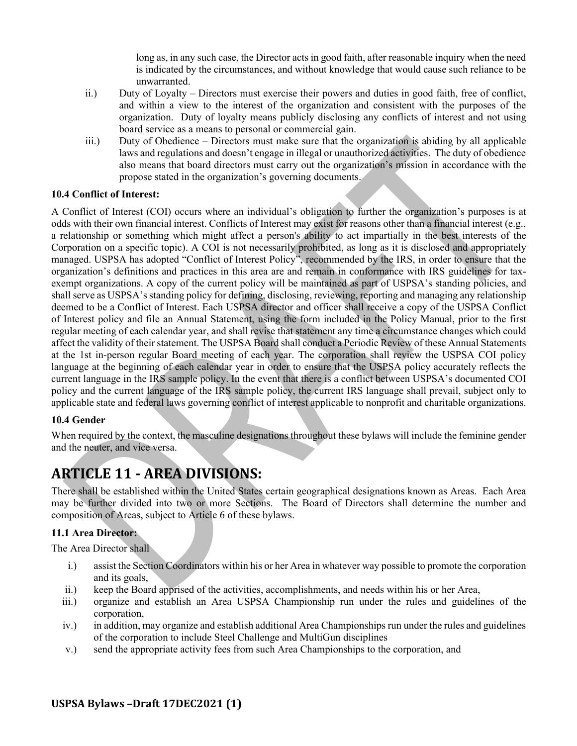long as, in any such case, the Director acts in good faith, after reasonable inquiry when the need is indicated by the circumstances, and without knowledge that would cause such reliance to be unwarranted.

ii.) Duty of Loyalty – Directors must exercise their powers and duties in good faith, free of conflict, and within a view to the interest of the organization and consistent with the purposes of the organization. Duty of loyalty means publicly disclosing any conflicts of interest and not using board service as a means to personal or commercial gain.

iii.) Duty of Obedience – Directors must make sure that the organization is abiding by all applicable laws and regulations and doesn't engage in illegal or unauthorized activities. The duty of obedience also means that board directors must carry out the organization's mission in accordance with the propose stated in the organization's governing documents.

**10.4 Conflict of Interest:**

A Conflict of Interest (COI) occurs where an individual's obligation to further the organization's purposes is at odds with their own financial interest. Conflicts of Interest may exist for reasons other than a financial interest (e.g., a relationship or something which might affect a person's ability to act impartially in the best interests of the Corporation on a specific topic). A COI is not necessarily prohibited, as long as it is disclosed and appropriately managed. USPSA has adopted "Conflict of Interest Policy", recommended by the IRS, in order to ensure that the organization's definitions and practices in this area are and remain in conformance with IRS guidelines for tax-exempt organizations. A copy of the current policy will be maintained as part of USPSA's standing policies, and shall serve as USPSA's standing policy for defining, disclosing, reviewing, reporting and managing any relationship deemed to be a Conflict of Interest. Each USPSA director and officer shall receive a copy of the USPSA Conflict of Interest policy and file an Annual Statement, using the form included in the Policy Manual, prior to the first regular meeting of each calendar year, and shall revise that statement any time a circumstance changes which could affect the validity of their statement. The USPSA Board shall conduct a Periodic Review of these Annual Statements at the 1st in-person regular Board meeting of each year. The corporation shall review the USPSA COI policy language at the beginning of each calendar year in order to ensure that the USPSA policy accurately reflects the current language in the IRS sample policy. In the event that there is a conflict between USPSA's documented COI policy and the current language of the IRS sample policy, the current IRS language shall prevail, subject only to applicable state and federal laws governing conflict of interest applicable to nonprofit and charitable organizations.

**10.4 Gender**

When required by the context, the masculine designations throughout these bylaws will include the feminine gender and the neuter, and vice versa.

# ARTICLE 11 - AREA DIVISIONS:

There shall be established within the United States certain geographical designations known as Areas. Each Area may be further divided into two or more Sections. The Board of Directors shall determine the number and composition of Areas, subject to Article 6 of these bylaws.

**11.1 Area Director:**

The Area Director shall

i.) assist the Section Coordinators within his or her Area in whatever way possible to promote the corporation and its goals,

ii.) keep the Board apprised of the activities, accomplishments, and needs within his or her Area,

iii.) organize and establish an Area USPSA Championship run under the rules and guidelines of the corporation,

iv.) in addition, may organize and establish additional Area Championships run under the rules and guidelines of the corporation to include Steel Challenge and MultiGun disciplines

v.) send the appropriate activity fees from such Area Championships to the corporation, and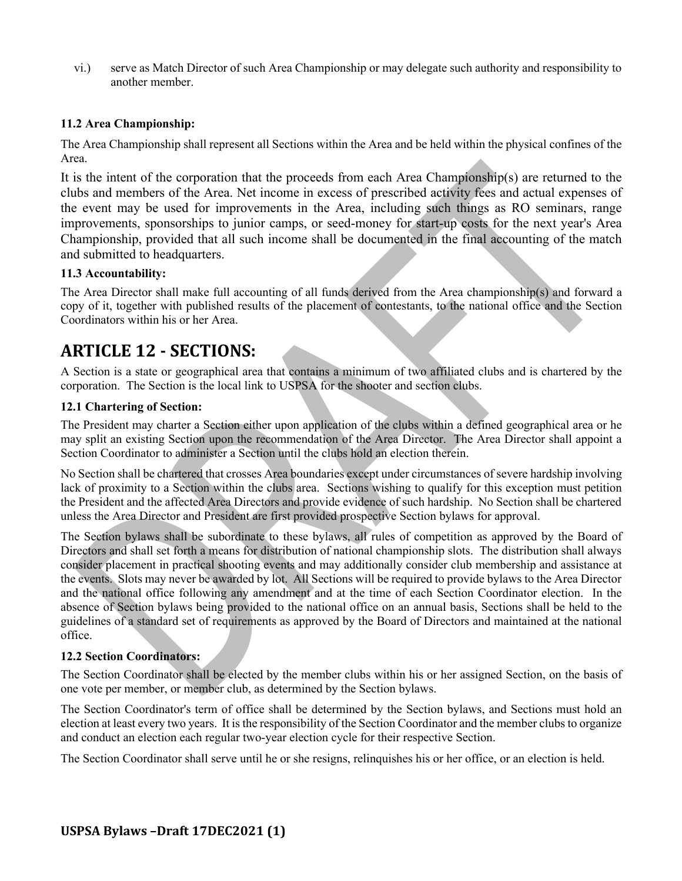vi.) serve as Match Director of such Area Championship or may delegate such authority and responsibility to another member.

**11.2 Area Championship:**

The Area Championship shall represent all Sections within the Area and be held within the physical confines of the Area.

It is the intent of the corporation that the proceeds from each Area Championship(s) are returned to the clubs and members of the Area. Net income in excess of prescribed activity fees and actual expenses of the event may be used for improvements in the Area, including such things as RO seminars, range improvements, sponsorships to junior camps, or seed-money for start-up costs for the next year's Area Championship, provided that all such income shall be documented in the final accounting of the match and submitted to headquarters.

**11.3 Accountability:**

The Area Director shall make full accounting of all funds derived from the Area championship(s) and forward a copy of it, together with published results of the placement of contestants, to the national office and the Section Coordinators within his or her Area.

## ARTICLE 12 - SECTIONS:

A Section is a state or geographical area that contains a minimum of two affiliated clubs and is chartered by the corporation. The Section is the local link to USPSA for the shooter and section clubs.

**12.1 Chartering of Section:**

The President may charter a Section either upon application of the clubs within a defined geographical area or he may split an existing Section upon the recommendation of the Area Director. The Area Director shall appoint a Section Coordinator to administer a Section until the clubs hold an election therein.

No Section shall be chartered that crosses Area boundaries except under circumstances of severe hardship involving lack of proximity to a Section within the clubs area. Sections wishing to qualify for this exception must petition the President and the affected Area Directors and provide evidence of such hardship. No Section shall be chartered unless the Area Director and President are first provided prospective Section bylaws for approval.

The Section bylaws shall be subordinate to these bylaws, all rules of competition as approved by the Board of Directors and shall set forth a means for distribution of national championship slots. The distribution shall always consider placement in practical shooting events and may additionally consider club membership and assistance at the events. Slots may never be awarded by lot. All Sections will be required to provide bylaws to the Area Director and the national office following any amendment and at the time of each Section Coordinator election. In the absence of Section bylaws being provided to the national office on an annual basis, Sections shall be held to the guidelines of a standard set of requirements as approved by the Board of Directors and maintained at the national office.

**12.2 Section Coordinators:**

The Section Coordinator shall be elected by the member clubs within his or her assigned Section, on the basis of one vote per member, or member club, as determined by the Section bylaws.

The Section Coordinator's term of office shall be determined by the Section bylaws, and Sections must hold an election at least every two years. It is the responsibility of the Section Coordinator and the member clubs to organize and conduct an election each regular two-year election cycle for their respective Section.

The Section Coordinator shall serve until he or she resigns, relinquishes his or her office, or an election is held.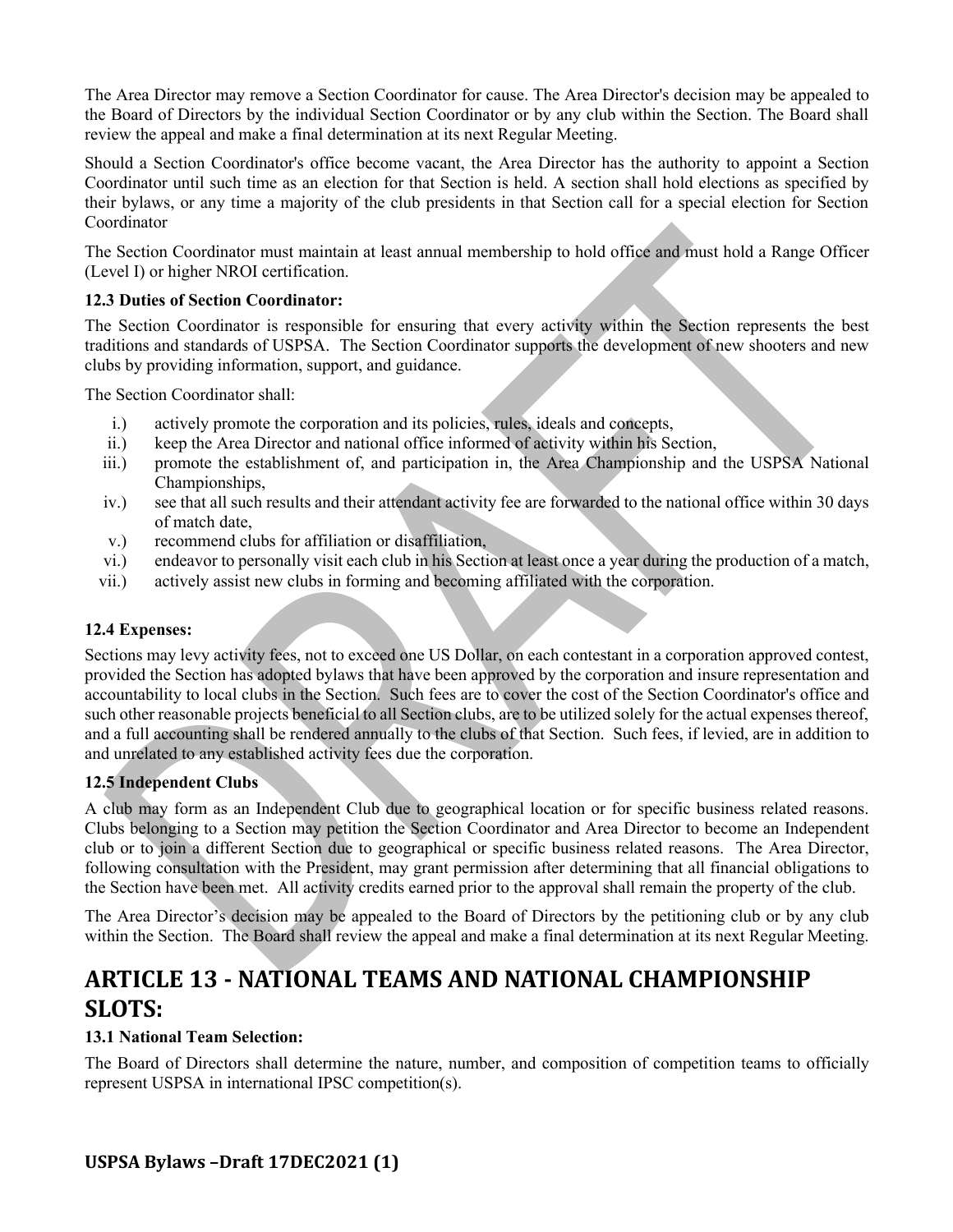The Area Director may remove a Section Coordinator for cause. The Area Director's decision may be appealed to the Board of Directors by the individual Section Coordinator or by any club within the Section. The Board shall review the appeal and make a final determination at its next Regular Meeting.

Should a Section Coordinator's office become vacant, the Area Director has the authority to appoint a Section Coordinator until such time as an election for that Section is held. A section shall hold elections as specified by their bylaws, or any time a majority of the club presidents in that Section call for a special election for Section Coordinator

The Section Coordinator must maintain at least annual membership to hold office and must hold a Range Officer (Level I) or higher NROI certification.

**12.3 Duties of Section Coordinator:**

The Section Coordinator is responsible for ensuring that every activity within the Section represents the best traditions and standards of USPSA. The Section Coordinator supports the development of new shooters and new clubs by providing information, support, and guidance.

The Section Coordinator shall:

i.) actively promote the corporation and its policies, rules, ideals and concepts,

ii.) keep the Area Director and national office informed of activity within his Section,

iii.) promote the establishment of, and participation in, the Area Championship and the USPSA National Championships,

iv.) see that all such results and their attendant activity fee are forwarded to the national office within 30 days of match date,

v.) recommend clubs for affiliation or disaffiliation,

vi.) endeavor to personally visit each club in his Section at least once a year during the production of a match,

vii.) actively assist new clubs in forming and becoming affiliated with the corporation.

**12.4 Expenses:**

Sections may levy activity fees, not to exceed one US Dollar, on each contestant in a corporation approved contest, provided the Section has adopted bylaws that have been approved by the corporation and insure representation and accountability to local clubs in the Section. Such fees are to cover the cost of the Section Coordinator's office and such other reasonable projects beneficial to all Section clubs, are to be utilized solely for the actual expenses thereof, and a full accounting shall be rendered annually to the clubs of that Section. Such fees, if levied, are in addition to and unrelated to any established activity fees due the corporation.

**12.5 Independent Clubs**

A club may form as an Independent Club due to geographical location or for specific business related reasons. Clubs belonging to a Section may petition the Section Coordinator and Area Director to become an Independent club or to join a different Section due to geographical or specific business related reasons. The Area Director, following consultation with the President, may grant permission after determining that all financial obligations to the Section have been met. All activity credits earned prior to the approval shall remain the property of the club.

The Area Director's decision may be appealed to the Board of Directors by the petitioning club or by any club within the Section. The Board shall review the appeal and make a final determination at its next Regular Meeting.

# ARTICLE 13 - NATIONAL TEAMS AND NATIONAL CHAMPIONSHIP SLOTS:

**13.1 National Team Selection:**

The Board of Directors shall determine the nature, number, and composition of competition teams to officially represent USPSA in international IPSC competition(s).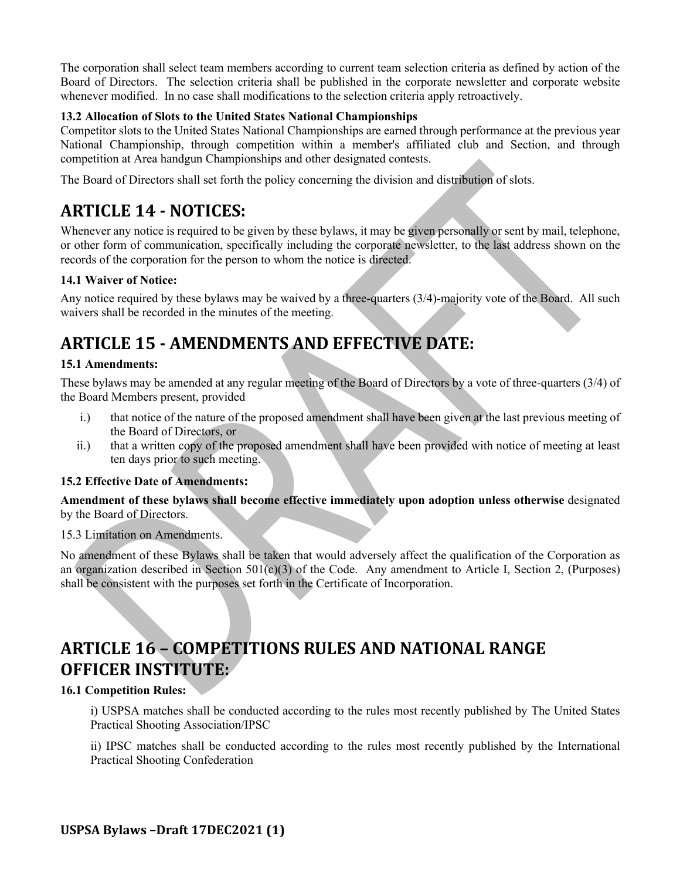The corporation shall select team members according to current team selection criteria as defined by action of the Board of Directors. The selection criteria shall be published in the corporate newsletter and corporate website whenever modified. In no case shall modifications to the selection criteria apply retroactively.

**13.2 Allocation of Slots to the United States National Championships**

Competitor slots to the United States National Championships are earned through performance at the previous year National Championship, through competition within a member's affiliated club and Section, and through competition at Area handgun Championships and other designated contests.

The Board of Directors shall set forth the policy concerning the division and distribution of slots.

# ARTICLE 14 - NOTICES:

Whenever any notice is required to be given by these bylaws, it may be given personally or sent by mail, telephone, or other form of communication, specifically including the corporate newsletter, to the last address shown on the records of the corporation for the person to whom the notice is directed.

**14.1 Waiver of Notice:**

Any notice required by these bylaws may be waived by a three-quarters (3/4)-majority vote of the Board. All such waivers shall be recorded in the minutes of the meeting.

# ARTICLE 15 - AMENDMENTS AND EFFECTIVE DATE:

**15.1 Amendments:**

These bylaws may be amended at any regular meeting of the Board of Directors by a vote of three-quarters (3/4) of the Board Members present, provided

i.) that notice of the nature of the proposed amendment shall have been given at the last previous meeting of the Board of Directors, or

ii.) that a written copy of the proposed amendment shall have been provided with notice of meeting at least ten days prior to such meeting.

**15.2 Effective Date of Amendments:**

**Amendment of these bylaws shall become effective immediately upon adoption unless otherwise** designated by the Board of Directors.

15.3 Limitation on Amendments.

No amendment of these Bylaws shall be taken that would adversely affect the qualification of the Corporation as an organization described in Section 501(c)(3) of the Code. Any amendment to Article I, Section 2, (Purposes) shall be consistent with the purposes set forth in the Certificate of Incorporation.

# ARTICLE 16 – COMPETITIONS RULES AND NATIONAL RANGE OFFICER INSTITUTE:

**16.1 Competition Rules:**

i) USPSA matches shall be conducted according to the rules most recently published by The United States Practical Shooting Association/IPSC

ii) IPSC matches shall be conducted according to the rules most recently published by the International Practical Shooting Confederation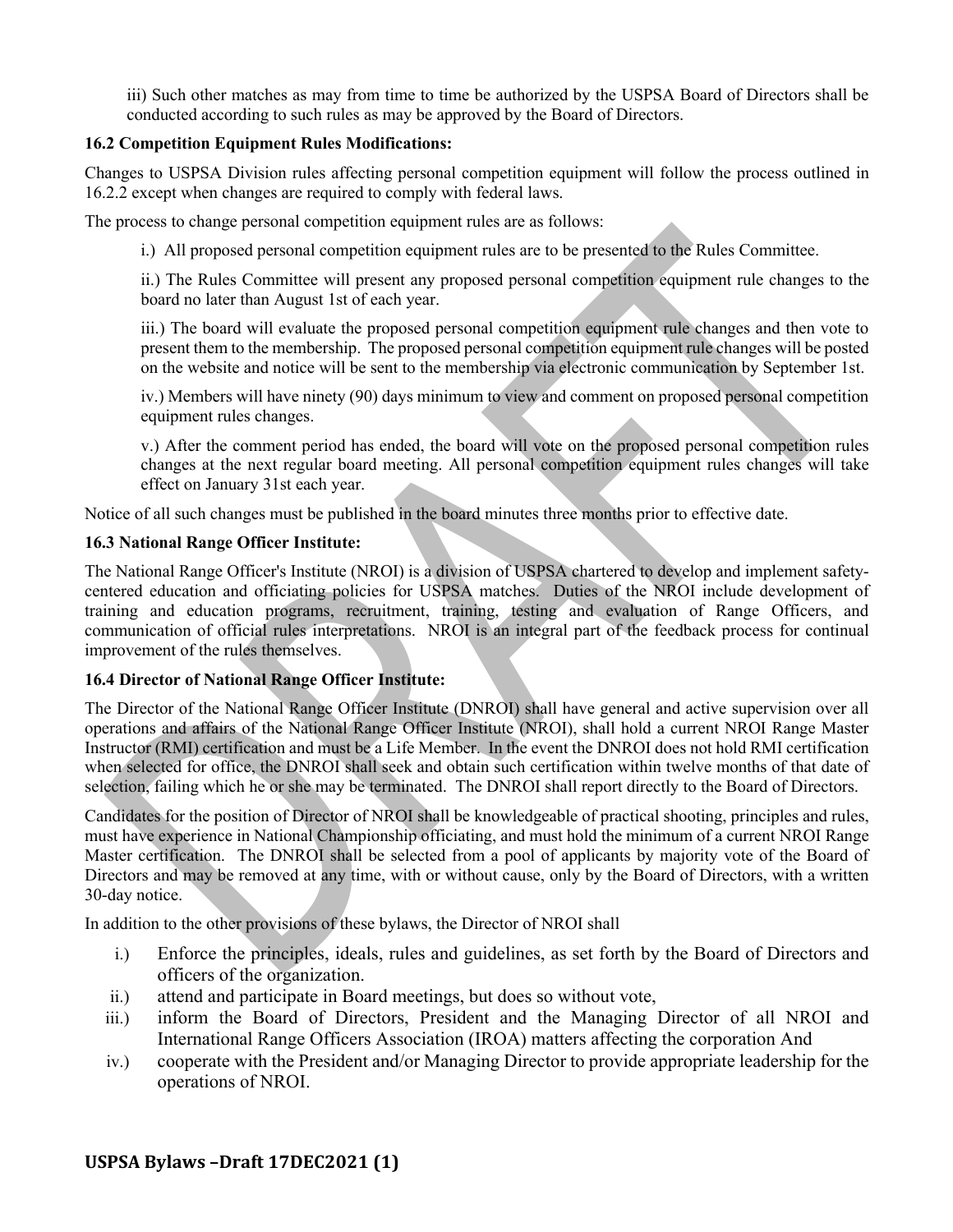iii) Such other matches as may from time to time be authorized by the USPSA Board of Directors shall be conducted according to such rules as may be approved by the Board of Directors.

**16.2 Competition Equipment Rules Modifications:**

Changes to USPSA Division rules affecting personal competition equipment will follow the process outlined in 16.2.2 except when changes are required to comply with federal laws.

The process to change personal competition equipment rules are as follows:

i.) All proposed personal competition equipment rules are to be presented to the Rules Committee.

ii.) The Rules Committee will present any proposed personal competition equipment rule changes to the board no later than August 1st of each year.

iii.) The board will evaluate the proposed personal competition equipment rule changes and then vote to present them to the membership. The proposed personal competition equipment rule changes will be posted on the website and notice will be sent to the membership via electronic communication by September 1st.

iv.) Members will have ninety (90) days minimum to view and comment on proposed personal competition equipment rules changes.

v.) After the comment period has ended, the board will vote on the proposed personal competition rules changes at the next regular board meeting. All personal competition equipment rules changes will take effect on January 31st each year.

Notice of all such changes must be published in the board minutes three months prior to effective date.

**16.3 National Range Officer Institute:**

The National Range Officer's Institute (NROI) is a division of USPSA chartered to develop and implement safety-centered education and officiating policies for USPSA matches. Duties of the NROI include development of training and education programs, recruitment, training, testing and evaluation of Range Officers, and communication of official rules interpretations. NROI is an integral part of the feedback process for continual improvement of the rules themselves.

**16.4 Director of National Range Officer Institute:**

The Director of the National Range Officer Institute (DNROI) shall have general and active supervision over all operations and affairs of the National Range Officer Institute (NROI), shall hold a current NROI Range Master Instructor (RMI) certification and must be a Life Member. In the event the DNROI does not hold RMI certification when selected for office, the DNROI shall seek and obtain such certification within twelve months of that date of selection, failing which he or she may be terminated. The DNROI shall report directly to the Board of Directors.

Candidates for the position of Director of NROI shall be knowledgeable of practical shooting, principles and rules, must have experience in National Championship officiating, and must hold the minimum of a current NROI Range Master certification. The DNROI shall be selected from a pool of applicants by majority vote of the Board of Directors and may be removed at any time, with or without cause, only by the Board of Directors, with a written 30-day notice.

In addition to the other provisions of these bylaws, the Director of NROI shall

i.) Enforce the principles, ideals, rules and guidelines, as set forth by the Board of Directors and officers of the organization.

ii.) attend and participate in Board meetings, but does so without vote,

iii.) inform the Board of Directors, President and the Managing Director of all NROI and International Range Officers Association (IROA) matters affecting the corporation And

iv.) cooperate with the President and/or Managing Director to provide appropriate leadership for the operations of NROI.